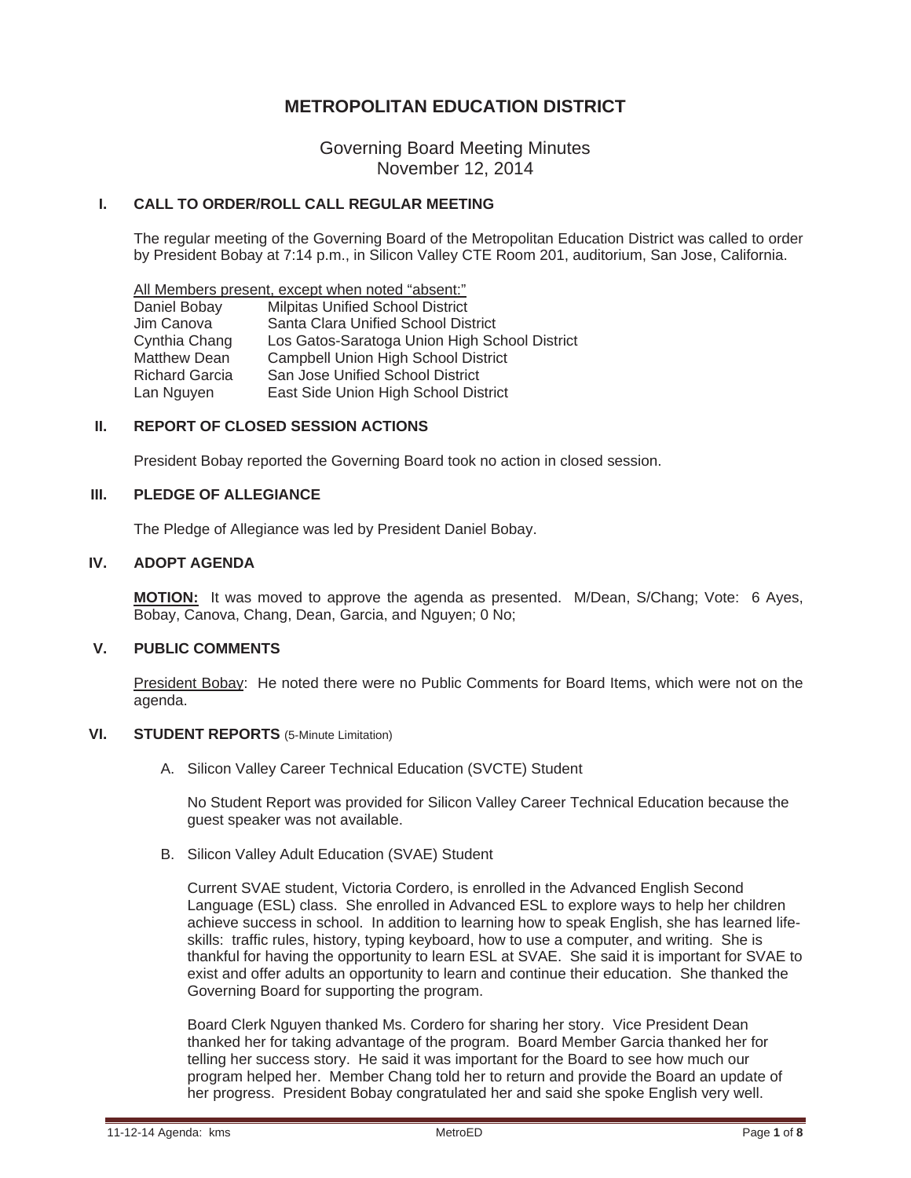# METROPOLITAN EDUCATION DISTRICT

## Governing Board Meeting Minutes
## November 12, 2014

### I. CALL TO ORDER/ROLL CALL REGULAR MEETING

The regular meeting of the Governing Board of the Metropolitan Education District was called to order by President Bobay at 7:14 p.m., in Silicon Valley CTE Room 201, auditorium, San Jose, California.

All Members present, except when noted "absent:"

| | |
|---|---|
| Daniel Bobay | Milpitas Unified School District |
| Jim Canova | Santa Clara Unified School District |
| Cynthia Chang | Los Gatos-Saratoga Union High School District |
| Matthew Dean | Campbell Union High School District |
| Richard Garcia | San Jose Unified School District |
| Lan Nguyen | East Side Union High School District |

### II. REPORT OF CLOSED SESSION ACTIONS

President Bobay reported the Governing Board took no action in closed session.

### III. PLEDGE OF ALLEGIANCE

The Pledge of Allegiance was led by President Daniel Bobay.

### IV. ADOPT AGENDA

**MOTION:** It was moved to approve the agenda as presented. M/Dean, S/Chang; Vote: 6 Ayes, Bobay, Canova, Chang, Dean, Garcia, and Nguyen; 0 No;

### V. PUBLIC COMMENTS

President Bobay: He noted there were no Public Comments for Board Items, which were not on the agenda.

### VI. STUDENT REPORTS (5-Minute Limitation)

A. Silicon Valley Career Technical Education (SVCTE) Student

No Student Report was provided for Silicon Valley Career Technical Education because the guest speaker was not available.

B. Silicon Valley Adult Education (SVAE) Student

Current SVAE student, Victoria Cordero, is enrolled in the Advanced English Second Language (ESL) class. She enrolled in Advanced ESL to explore ways to help her children achieve success in school. In addition to learning how to speak English, she has learned life-skills: traffic rules, history, typing keyboard, how to use a computer, and writing. She is thankful for having the opportunity to learn ESL at SVAE. She said it is important for SVAE to exist and offer adults an opportunity to learn and continue their education. She thanked the Governing Board for supporting the program.

Board Clerk Nguyen thanked Ms. Cordero for sharing her story. Vice President Dean thanked her for taking advantage of the program. Board Member Garcia thanked her for telling her success story. He said it was important for the Board to see how much our program helped her. Member Chang told her to return and provide the Board an update of her progress. President Bobay congratulated her and said she spoke English very well.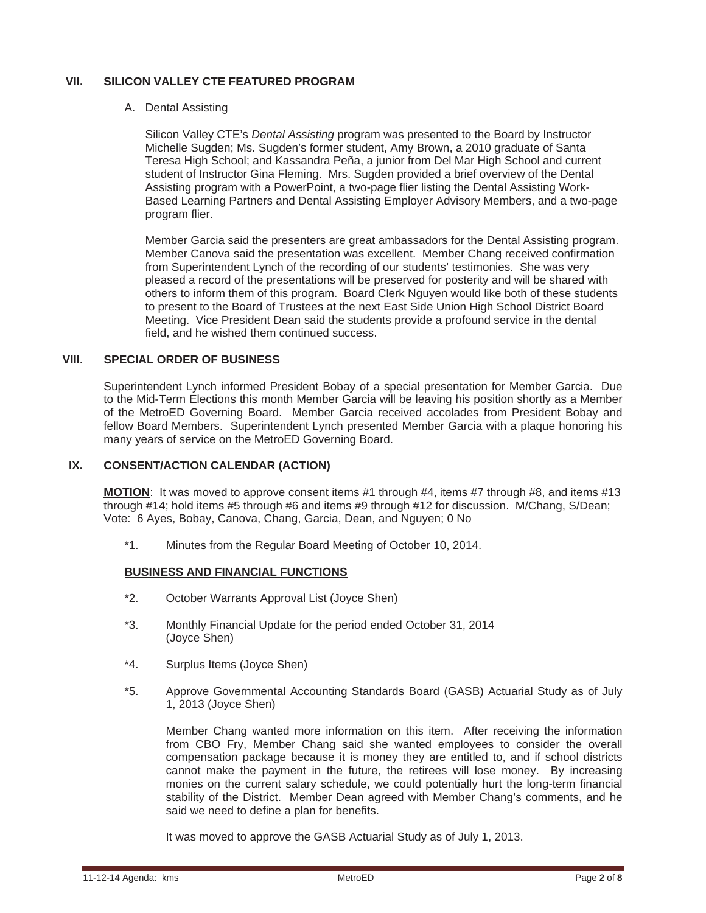## VII. SILICON VALLEY CTE FEATURED PROGRAM

A. Dental Assisting

Silicon Valley CTE's *Dental Assisting* program was presented to the Board by Instructor Michelle Sugden; Ms. Sugden's former student, Amy Brown, a 2010 graduate of Santa Teresa High School; and Kassandra Peña, a junior from Del Mar High School and current student of Instructor Gina Fleming. Mrs. Sugden provided a brief overview of the Dental Assisting program with a PowerPoint, a two-page flier listing the Dental Assisting Work-Based Learning Partners and Dental Assisting Employer Advisory Members, and a two-page program flier.

Member Garcia said the presenters are great ambassadors for the Dental Assisting program. Member Canova said the presentation was excellent. Member Chang received confirmation from Superintendent Lynch of the recording of our students' testimonies. She was very pleased a record of the presentations will be preserved for posterity and will be shared with others to inform them of this program. Board Clerk Nguyen would like both of these students to present to the Board of Trustees at the next East Side Union High School District Board Meeting. Vice President Dean said the students provide a profound service in the dental field, and he wished them continued success.

## VIII. SPECIAL ORDER OF BUSINESS

Superintendent Lynch informed President Bobay of a special presentation for Member Garcia. Due to the Mid-Term Elections this month Member Garcia will be leaving his position shortly as a Member of the MetroED Governing Board. Member Garcia received accolades from President Bobay and fellow Board Members. Superintendent Lynch presented Member Garcia with a plaque honoring his many years of service on the MetroED Governing Board.

## IX. CONSENT/ACTION CALENDAR (ACTION)

**MOTION**: It was moved to approve consent items #1 through #4, items #7 through #8, and items #13 through #14; hold items #5 through #6 and items #9 through #12 for discussion. M/Chang, S/Dean; Vote: 6 Ayes, Bobay, Canova, Chang, Garcia, Dean, and Nguyen; 0 No

*1. Minutes from the Regular Board Meeting of October 10, 2014.

**BUSINESS AND FINANCIAL FUNCTIONS**

*2. October Warrants Approval List (Joyce Shen)

*3. Monthly Financial Update for the period ended October 31, 2014 (Joyce Shen)

*4. Surplus Items (Joyce Shen)

*5. Approve Governmental Accounting Standards Board (GASB) Actuarial Study as of July 1, 2013 (Joyce Shen)

Member Chang wanted more information on this item. After receiving the information from CBO Fry, Member Chang said she wanted employees to consider the overall compensation package because it is money they are entitled to, and if school districts cannot make the payment in the future, the retirees will lose money. By increasing monies on the current salary schedule, we could potentially hurt the long-term financial stability of the District. Member Dean agreed with Member Chang's comments, and he said we need to define a plan for benefits.

It was moved to approve the GASB Actuarial Study as of July 1, 2013.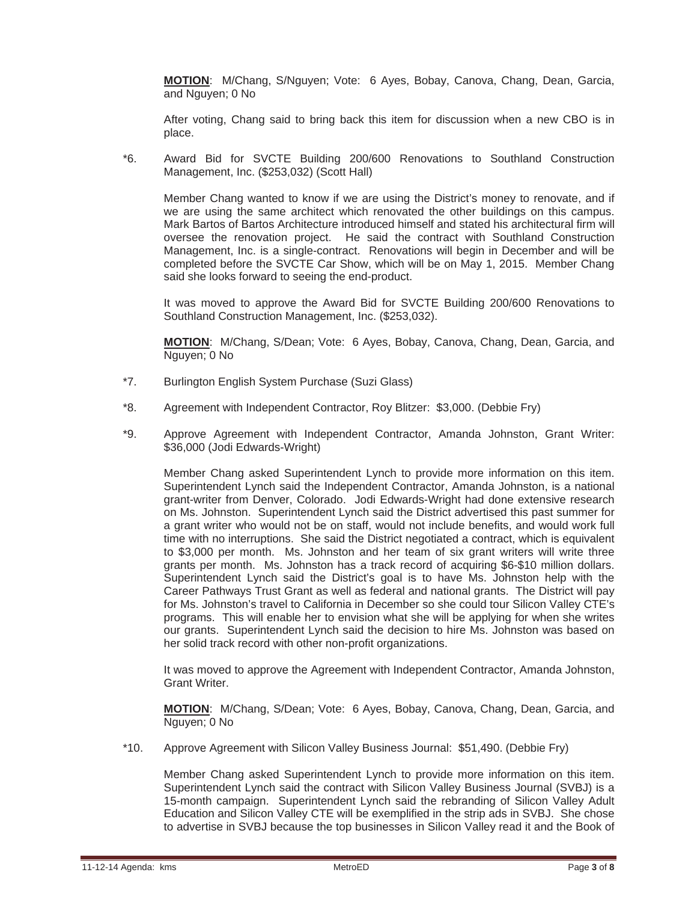**MOTION**: M/Chang, S/Nguyen; Vote: 6 Ayes, Bobay, Canova, Chang, Dean, Garcia, and Nguyen; 0 No

After voting, Chang said to bring back this item for discussion when a new CBO is in place.

*6. Award Bid for SVCTE Building 200/600 Renovations to Southland Construction Management, Inc. ($253,032) (Scott Hall)

Member Chang wanted to know if we are using the District's money to renovate, and if we are using the same architect which renovated the other buildings on this campus. Mark Bartos of Bartos Architecture introduced himself and stated his architectural firm will oversee the renovation project. He said the contract with Southland Construction Management, Inc. is a single-contract. Renovations will begin in December and will be completed before the SVCTE Car Show, which will be on May 1, 2015. Member Chang said she looks forward to seeing the end-product.

It was moved to approve the Award Bid for SVCTE Building 200/600 Renovations to Southland Construction Management, Inc. ($253,032).

**MOTION**: M/Chang, S/Dean; Vote: 6 Ayes, Bobay, Canova, Chang, Dean, Garcia, and Nguyen; 0 No

*7. Burlington English System Purchase (Suzi Glass)

*8. Agreement with Independent Contractor, Roy Blitzer: $3,000. (Debbie Fry)

*9. Approve Agreement with Independent Contractor, Amanda Johnston, Grant Writer: $36,000 (Jodi Edwards-Wright)

Member Chang asked Superintendent Lynch to provide more information on this item. Superintendent Lynch said the Independent Contractor, Amanda Johnston, is a national grant-writer from Denver, Colorado. Jodi Edwards-Wright had done extensive research on Ms. Johnston. Superintendent Lynch said the District advertised this past summer for a grant writer who would not be on staff, would not include benefits, and would work full time with no interruptions. She said the District negotiated a contract, which is equivalent to $3,000 per month. Ms. Johnston and her team of six grant writers will write three grants per month. Ms. Johnston has a track record of acquiring $6-$10 million dollars. Superintendent Lynch said the District's goal is to have Ms. Johnston help with the Career Pathways Trust Grant as well as federal and national grants. The District will pay for Ms. Johnston's travel to California in December so she could tour Silicon Valley CTE's programs. This will enable her to envision what she will be applying for when she writes our grants. Superintendent Lynch said the decision to hire Ms. Johnston was based on her solid track record with other non-profit organizations.

It was moved to approve the Agreement with Independent Contractor, Amanda Johnston, Grant Writer.

**MOTION**: M/Chang, S/Dean; Vote: 6 Ayes, Bobay, Canova, Chang, Dean, Garcia, and Nguyen; 0 No

*10. Approve Agreement with Silicon Valley Business Journal: $51,490. (Debbie Fry)

Member Chang asked Superintendent Lynch to provide more information on this item. Superintendent Lynch said the contract with Silicon Valley Business Journal (SVBJ) is a 15-month campaign. Superintendent Lynch said the rebranding of Silicon Valley Adult Education and Silicon Valley CTE will be exemplified in the strip ads in SVBJ. She chose to advertise in SVBJ because the top businesses in Silicon Valley read it and the Book of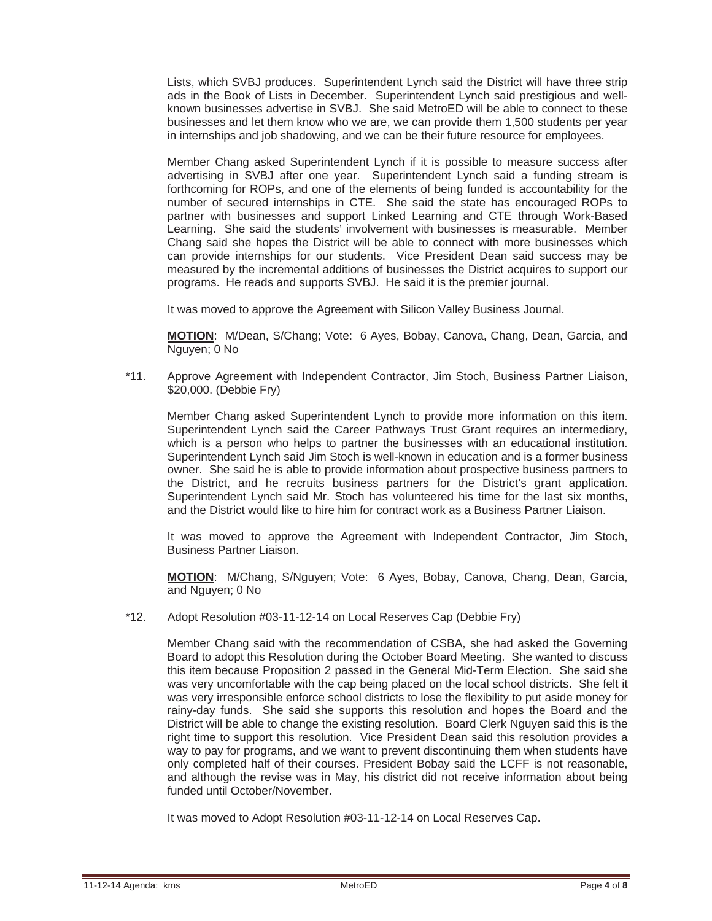Lists, which SVBJ produces. Superintendent Lynch said the District will have three strip ads in the Book of Lists in December. Superintendent Lynch said prestigious and well-known businesses advertise in SVBJ. She said MetroED will be able to connect to these businesses and let them know who we are, we can provide them 1,500 students per year in internships and job shadowing, and we can be their future resource for employees.

Member Chang asked Superintendent Lynch if it is possible to measure success after advertising in SVBJ after one year. Superintendent Lynch said a funding stream is forthcoming for ROPs, and one of the elements of being funded is accountability for the number of secured internships in CTE. She said the state has encouraged ROPs to partner with businesses and support Linked Learning and CTE through Work-Based Learning. She said the students' involvement with businesses is measurable. Member Chang said she hopes the District will be able to connect with more businesses which can provide internships for our students. Vice President Dean said success may be measured by the incremental additions of businesses the District acquires to support our programs. He reads and supports SVBJ. He said it is the premier journal.

It was moved to approve the Agreement with Silicon Valley Business Journal.

**MOTION**: M/Dean, S/Chang; Vote: 6 Ayes, Bobay, Canova, Chang, Dean, Garcia, and Nguyen; 0 No

*11. Approve Agreement with Independent Contractor, Jim Stoch, Business Partner Liaison, $20,000. (Debbie Fry)

Member Chang asked Superintendent Lynch to provide more information on this item. Superintendent Lynch said the Career Pathways Trust Grant requires an intermediary, which is a person who helps to partner the businesses with an educational institution. Superintendent Lynch said Jim Stoch is well-known in education and is a former business owner. She said he is able to provide information about prospective business partners to the District, and he recruits business partners for the District's grant application. Superintendent Lynch said Mr. Stoch has volunteered his time for the last six months, and the District would like to hire him for contract work as a Business Partner Liaison.

It was moved to approve the Agreement with Independent Contractor, Jim Stoch, Business Partner Liaison.

**MOTION**: M/Chang, S/Nguyen; Vote: 6 Ayes, Bobay, Canova, Chang, Dean, Garcia, and Nguyen; 0 No

*12. Adopt Resolution #03-11-12-14 on Local Reserves Cap (Debbie Fry)

Member Chang said with the recommendation of CSBA, she had asked the Governing Board to adopt this Resolution during the October Board Meeting. She wanted to discuss this item because Proposition 2 passed in the General Mid-Term Election. She said she was very uncomfortable with the cap being placed on the local school districts. She felt it was very irresponsible enforce school districts to lose the flexibility to put aside money for rainy-day funds. She said she supports this resolution and hopes the Board and the District will be able to change the existing resolution. Board Clerk Nguyen said this is the right time to support this resolution. Vice President Dean said this resolution provides a way to pay for programs, and we want to prevent discontinuing them when students have only completed half of their courses. President Bobay said the LCFF is not reasonable, and although the revise was in May, his district did not receive information about being funded until October/November.

It was moved to Adopt Resolution #03-11-12-14 on Local Reserves Cap.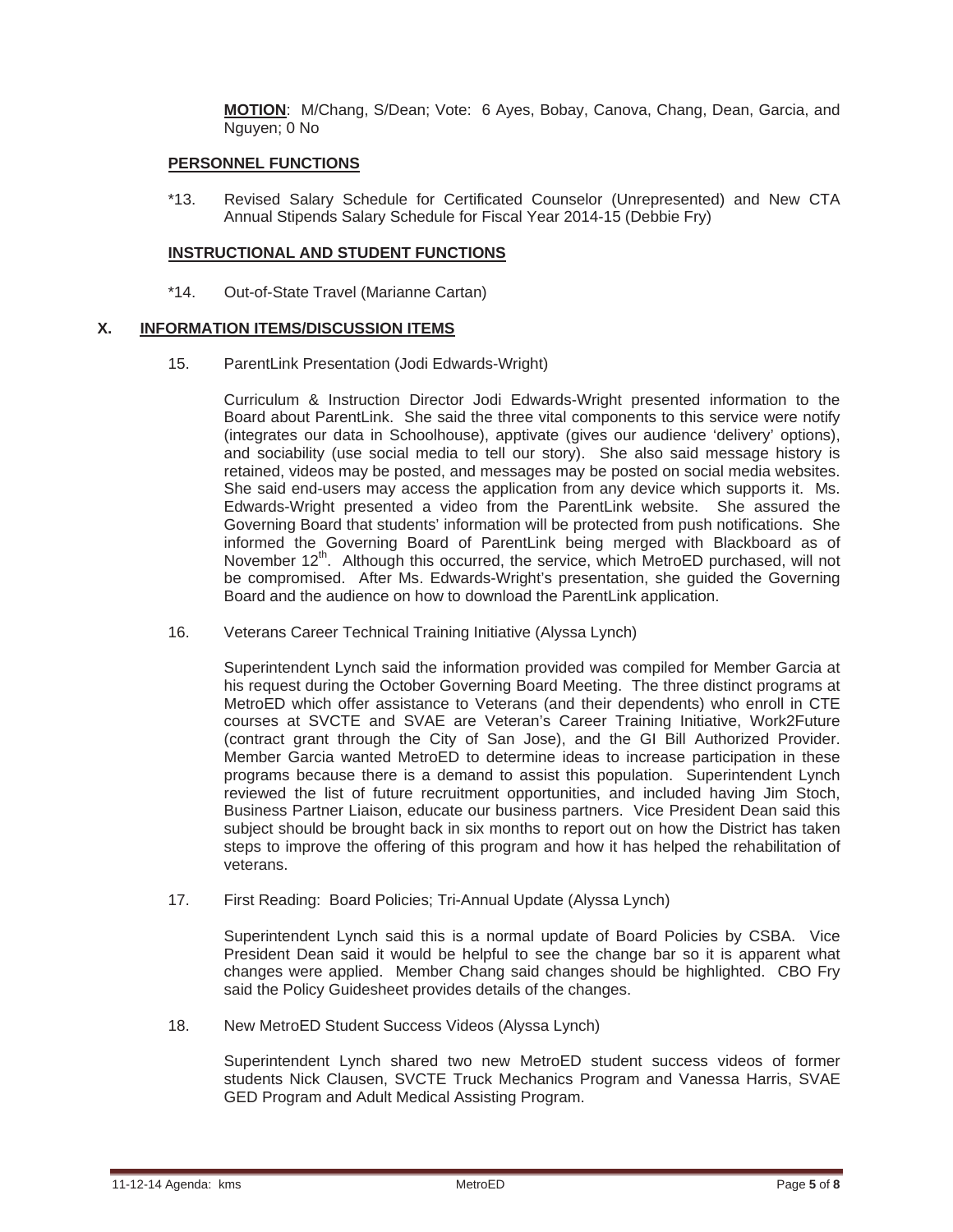**MOTION**: M/Chang, S/Dean; Vote: 6 Ayes, Bobay, Canova, Chang, Dean, Garcia, and Nguyen; 0 No

**PERSONNEL FUNCTIONS**

*13. Revised Salary Schedule for Certificated Counselor (Unrepresented) and New CTA Annual Stipends Salary Schedule for Fiscal Year 2014-15 (Debbie Fry)

**INSTRUCTIONAL AND STUDENT FUNCTIONS**

*14. Out-of-State Travel (Marianne Cartan)

## X. INFORMATION ITEMS/DISCUSSION ITEMS

15. ParentLink Presentation (Jodi Edwards-Wright)

Curriculum & Instruction Director Jodi Edwards-Wright presented information to the Board about ParentLink. She said the three vital components to this service were notify (integrates our data in Schoolhouse), apptivate (gives our audience 'delivery' options), and sociability (use social media to tell our story). She also said message history is retained, videos may be posted, and messages may be posted on social media websites. She said end-users may access the application from any device which supports it. Ms. Edwards-Wright presented a video from the ParentLink website. She assured the Governing Board that students' information will be protected from push notifications. She informed the Governing Board of ParentLink being merged with Blackboard as of November 12th. Although this occurred, the service, which MetroED purchased, will not be compromised. After Ms. Edwards-Wright's presentation, she guided the Governing Board and the audience on how to download the ParentLink application.

16. Veterans Career Technical Training Initiative (Alyssa Lynch)

Superintendent Lynch said the information provided was compiled for Member Garcia at his request during the October Governing Board Meeting. The three distinct programs at MetroED which offer assistance to Veterans (and their dependents) who enroll in CTE courses at SVCTE and SVAE are Veteran's Career Training Initiative, Work2Future (contract grant through the City of San Jose), and the GI Bill Authorized Provider. Member Garcia wanted MetroED to determine ideas to increase participation in these programs because there is a demand to assist this population. Superintendent Lynch reviewed the list of future recruitment opportunities, and included having Jim Stoch, Business Partner Liaison, educate our business partners. Vice President Dean said this subject should be brought back in six months to report out on how the District has taken steps to improve the offering of this program and how it has helped the rehabilitation of veterans.

17. First Reading: Board Policies; Tri-Annual Update (Alyssa Lynch)

Superintendent Lynch said this is a normal update of Board Policies by CSBA. Vice President Dean said it would be helpful to see the change bar so it is apparent what changes were applied. Member Chang said changes should be highlighted. CBO Fry said the Policy Guidesheet provides details of the changes.

18. New MetroED Student Success Videos (Alyssa Lynch)

Superintendent Lynch shared two new MetroED student success videos of former students Nick Clausen, SVCTE Truck Mechanics Program and Vanessa Harris, SVAE GED Program and Adult Medical Assisting Program.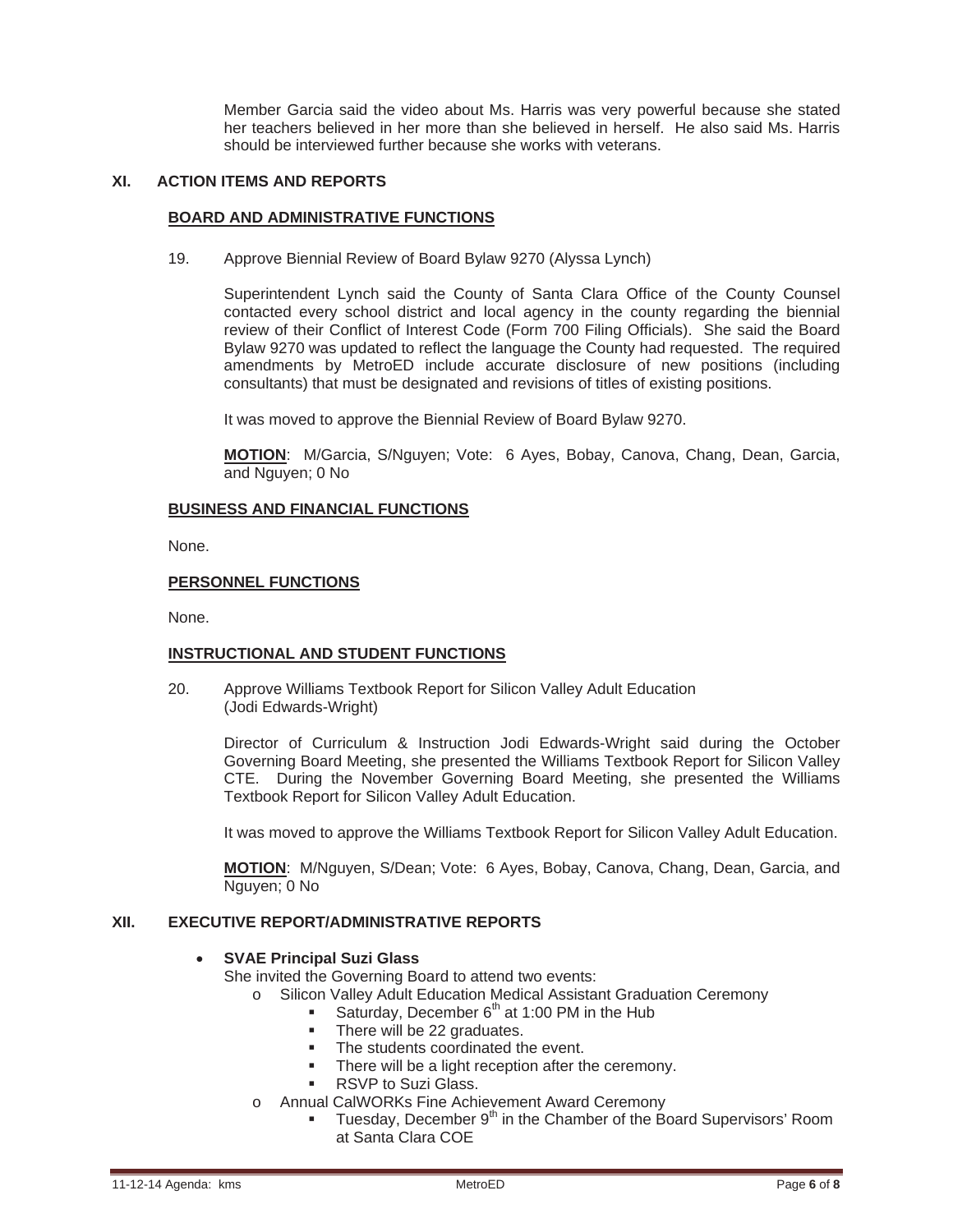Member Garcia said the video about Ms. Harris was very powerful because she stated her teachers believed in her more than she believed in herself. He also said Ms. Harris should be interviewed further because she works with veterans.

## XI. ACTION ITEMS AND REPORTS

### BOARD AND ADMINISTRATIVE FUNCTIONS

19. Approve Biennial Review of Board Bylaw 9270 (Alyssa Lynch)

    Superintendent Lynch said the County of Santa Clara Office of the County Counsel contacted every school district and local agency in the county regarding the biennial review of their Conflict of Interest Code (Form 700 Filing Officials). She said the Board Bylaw 9270 was updated to reflect the language the County had requested. The required amendments by MetroED include accurate disclosure of new positions (including consultants) that must be designated and revisions of titles of existing positions.

    It was moved to approve the Biennial Review of Board Bylaw 9270.

    **MOTION**: M/Garcia, S/Nguyen; Vote: 6 Ayes, Bobay, Canova, Chang, Dean, Garcia, and Nguyen; 0 No

### BUSINESS AND FINANCIAL FUNCTIONS

None.

### PERSONNEL FUNCTIONS

None.

### INSTRUCTIONAL AND STUDENT FUNCTIONS

20. Approve Williams Textbook Report for Silicon Valley Adult Education (Jodi Edwards-Wright)

    Director of Curriculum & Instruction Jodi Edwards-Wright said during the October Governing Board Meeting, she presented the Williams Textbook Report for Silicon Valley CTE. During the November Governing Board Meeting, she presented the Williams Textbook Report for Silicon Valley Adult Education.

    It was moved to approve the Williams Textbook Report for Silicon Valley Adult Education.

    **MOTION**: M/Nguyen, S/Dean; Vote: 6 Ayes, Bobay, Canova, Chang, Dean, Garcia, and Nguyen; 0 No

## XII. EXECUTIVE REPORT/ADMINISTRATIVE REPORTS

- **SVAE Principal Suzi Glass**
  She invited the Governing Board to attend two events:
  - Silicon Valley Adult Education Medical Assistant Graduation Ceremony
    - Saturday, December 6th at 1:00 PM in the Hub
    - There will be 22 graduates.
    - The students coordinated the event.
    - There will be a light reception after the ceremony.
    - RSVP to Suzi Glass.
  - Annual CalWORKs Fine Achievement Award Ceremony
    - Tuesday, December 9th in the Chamber of the Board Supervisors' Room at Santa Clara COE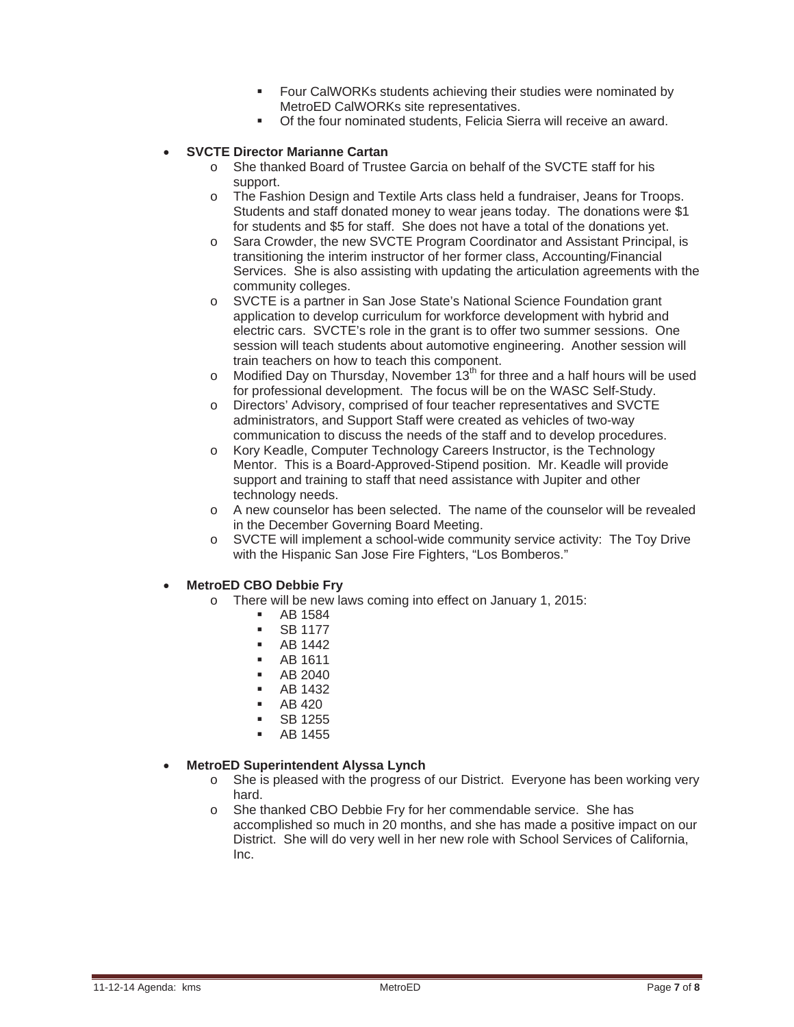- Four CalWORKs students achieving their studies were nominated by MetroED CalWORKs site representatives.
    - Of the four nominated students, Felicia Sierra will receive an award.

- **SVCTE Director Marianne Cartan**
  - She thanked Board of Trustee Garcia on behalf of the SVCTE staff for his support.
  - The Fashion Design and Textile Arts class held a fundraiser, Jeans for Troops. Students and staff donated money to wear jeans today. The donations were $1 for students and $5 for staff. She does not have a total of the donations yet.
  - Sara Crowder, the new SVCTE Program Coordinator and Assistant Principal, is transitioning the interim instructor of her former class, Accounting/Financial Services. She is also assisting with updating the articulation agreements with the community colleges.
  - SVCTE is a partner in San Jose State's National Science Foundation grant application to develop curriculum for workforce development with hybrid and electric cars. SVCTE's role in the grant is to offer two summer sessions. One session will teach students about automotive engineering. Another session will train teachers on how to teach this component.
  - Modified Day on Thursday, November 13th for three and a half hours will be used for professional development. The focus will be on the WASC Self-Study.
  - Directors' Advisory, comprised of four teacher representatives and SVCTE administrators, and Support Staff were created as vehicles of two-way communication to discuss the needs of the staff and to develop procedures.
  - Kory Keadle, Computer Technology Careers Instructor, is the Technology Mentor. This is a Board-Approved-Stipend position. Mr. Keadle will provide support and training to staff that need assistance with Jupiter and other technology needs.
  - A new counselor has been selected. The name of the counselor will be revealed in the December Governing Board Meeting.
  - SVCTE will implement a school-wide community service activity: The Toy Drive with the Hispanic San Jose Fire Fighters, "Los Bomberos."

- **MetroED CBO Debbie Fry**
  - There will be new laws coming into effect on January 1, 2015:
    - AB 1584
    - SB 1177
    - AB 1442
    - AB 1611
    - AB 2040
    - AB 1432
    - AB 420
    - SB 1255
    - AB 1455

- **MetroED Superintendent Alyssa Lynch**
  - She is pleased with the progress of our District. Everyone has been working very hard.
  - She thanked CBO Debbie Fry for her commendable service. She has accomplished so much in 20 months, and she has made a positive impact on our District. She will do very well in her new role with School Services of California, Inc.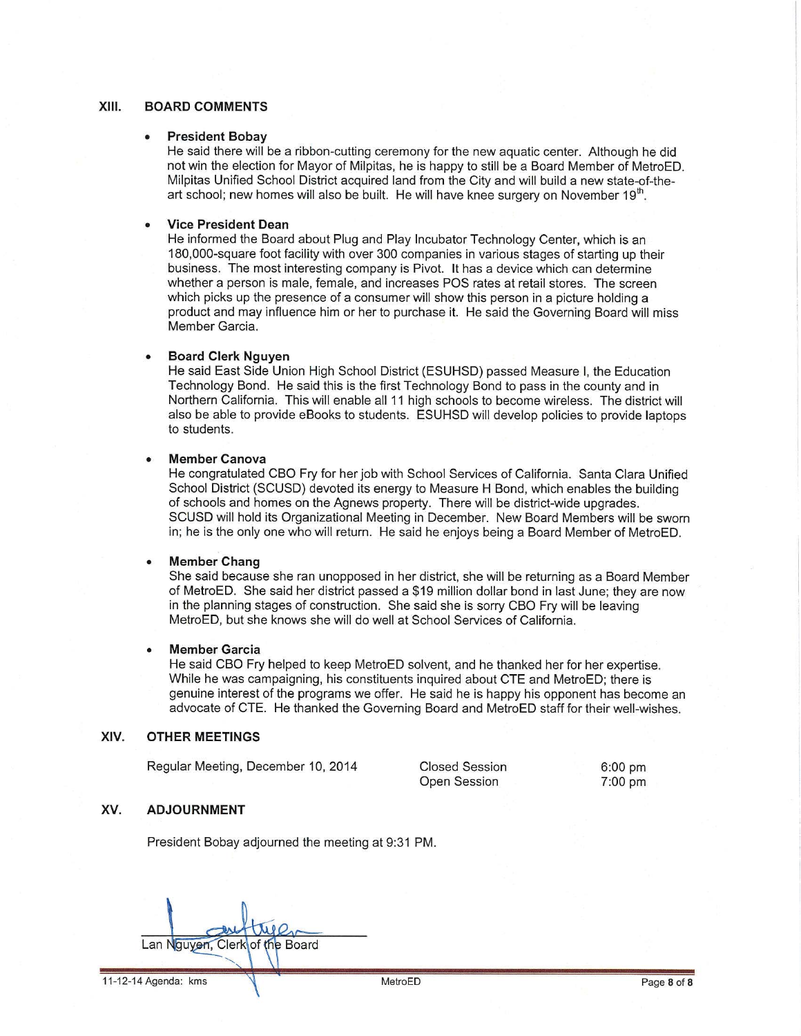## XIII. BOARD COMMENTS

- **President Bobay**
  He said there will be a ribbon-cutting ceremony for the new aquatic center. Although he did not win the election for Mayor of Milpitas, he is happy to still be a Board Member of MetroED. Milpitas Unified School District acquired land from the City and will build a new state-of-the-art school; new homes will also be built. He will have knee surgery on November 19th.

- **Vice President Dean**
  He informed the Board about Plug and Play Incubator Technology Center, which is an 180,000-square foot facility with over 300 companies in various stages of starting up their business. The most interesting company is Pivot. It has a device which can determine whether a person is male, female, and increases POS rates at retail stores. The screen which picks up the presence of a consumer will show this person in a picture holding a product and may influence him or her to purchase it. He said the Governing Board will miss Member Garcia.

- **Board Clerk Nguyen**
  He said East Side Union High School District (ESUHSD) passed Measure I, the Education Technology Bond. He said this is the first Technology Bond to pass in the county and in Northern California. This will enable all 11 high schools to become wireless. The district will also be able to provide eBooks to students. ESUHSD will develop policies to provide laptops to students.

- **Member Canova**
  He congratulated CBO Fry for her job with School Services of California. Santa Clara Unified School District (SCUSD) devoted its energy to Measure H Bond, which enables the building of schools and homes on the Agnews property. There will be district-wide upgrades. SCUSD will hold its Organizational Meeting in December. New Board Members will be sworn in; he is the only one who will return. He said he enjoys being a Board Member of MetroED.

- **Member Chang**
  She said because she ran unopposed in her district, she will be returning as a Board Member of MetroED. She said her district passed a $19 million dollar bond in last June; they are now in the planning stages of construction. She said she is sorry CBO Fry will be leaving MetroED, but she knows she will do well at School Services of California.

- **Member Garcia**
  He said CBO Fry helped to keep MetroED solvent, and he thanked her for her expertise. While he was campaigning, his constituents inquired about CTE and MetroED; there is genuine interest of the programs we offer. He said he is happy his opponent has become an advocate of CTE. He thanked the Governing Board and MetroED staff for their well-wishes.

## XIV. OTHER MEETINGS

| | | |
|---|---|---|
| Regular Meeting, December 10, 2014 | Closed Session | 6:00 pm |
| | Open Session | 7:00 pm |

## XV. ADJOURNMENT

President Bobay adjourned the meeting at 9:31 PM.

Lan Nguyen, Clerk of the Board

11-12-14 Agenda: kms